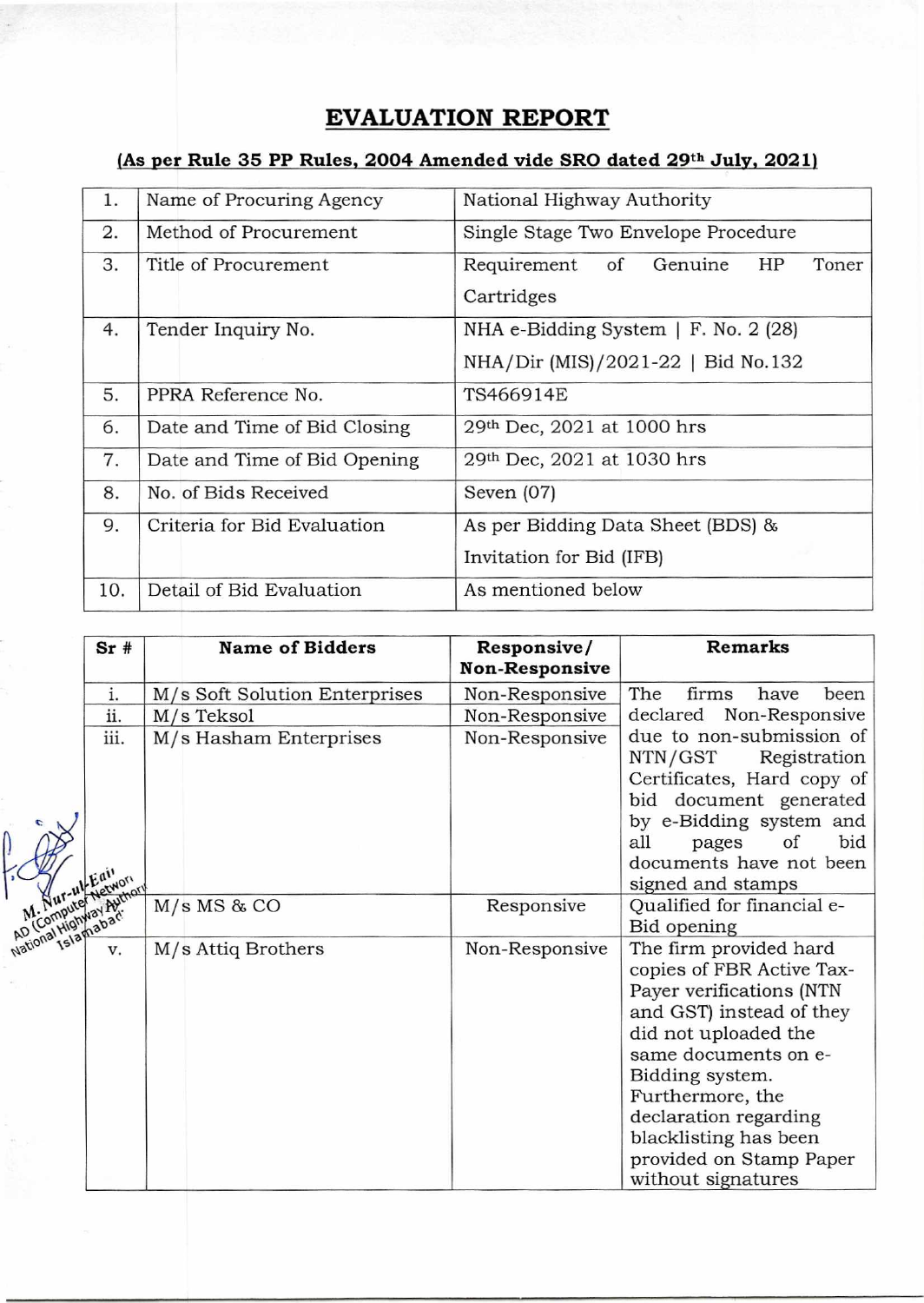# EVALUATION REPORT

## (As per Rule 35 PP Rules, 2004 Amended vide SRO dated 29th July, 2021)

| | | |
|---|---|---|
| 1. | Name of Procuring Agency | National Highway Authority |
| 2. | Method of Procurement | Single Stage Two Envelope Procedure |
| 3. | Title of Procurement | Requirement of Genuine HP Toner Cartridges |
| 4. | Tender Inquiry No. | NHA e-Bidding System \| F. No. 2 (28) NHA/Dir (MIS)/2021-22 \| Bid No.132 |
| 5. | PPRA Reference No. | TS466914E |
| 6. | Date and Time of Bid Closing | 29th Dec, 2021 at 1000 hrs |
| 7. | Date and Time of Bid Opening | 29th Dec, 2021 at 1030 hrs |
| 8. | No. of Bids Received | Seven (07) |
| 9. | Criteria for Bid Evaluation | As per Bidding Data Sheet (BDS) & Invitation for Bid (IFB) |
| 10. | Detail of Bid Evaluation | As mentioned below |

| Sr # | Name of Bidders | Responsive/ Non-Responsive | Remarks |
|---|---|---|---|
| i. | M/s Soft Solution Enterprises | Non-Responsive | The firms have been declared Non-Responsive due to non-submission of NTN/GST Registration Certificates, Hard copy of bid document generated by e-Bidding system and all pages of bid documents have not been signed and stamps |
| ii. | M/s Teksol | Non-Responsive | |
| iii. | M/s Hasham Enterprises | Non-Responsive | |
| | M/s MS & CO | Responsive | Qualified for financial e-Bid opening |
| v. | M/s Attiq Brothers | Non-Responsive | The firm provided hard copies of FBR Active Tax-Payer verifications (NTN and GST) instead of they did not uploaded the same documents on e-Bidding system. Furthermore, the declaration regarding blacklisting has been provided on Stamp Paper without signatures |

M. Nur-ul-Eain
AD (Computer Network)
National Highway Authority
Islamabad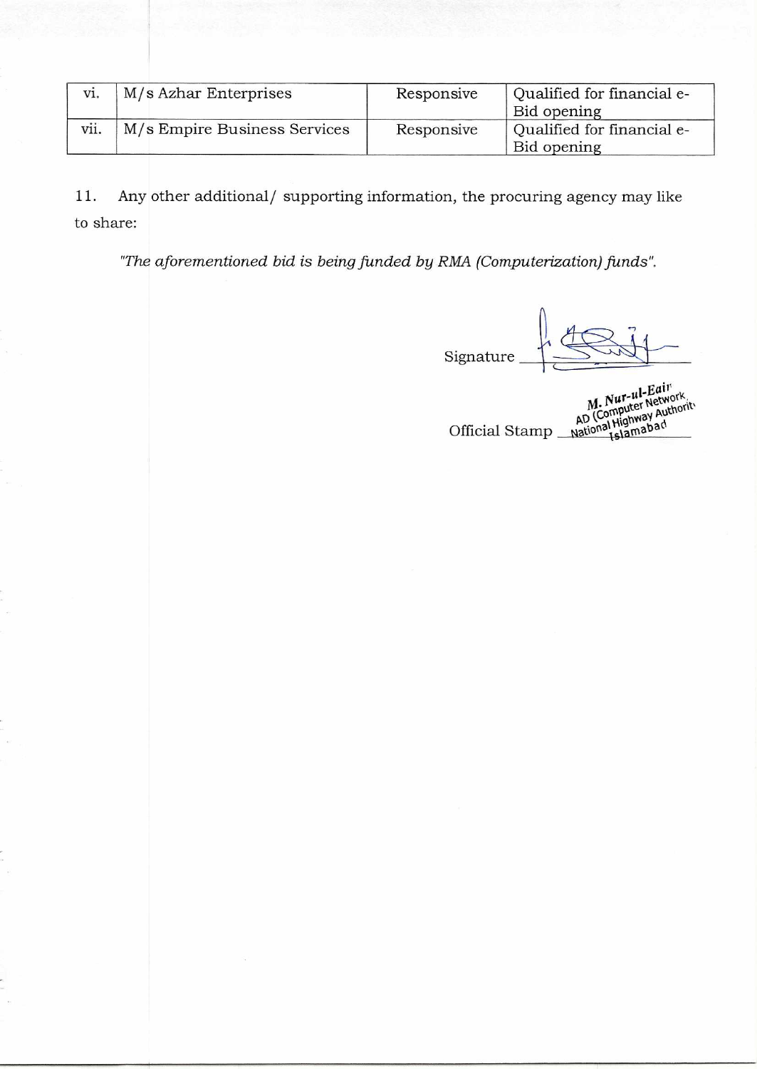| | | | |
|---|---|---|---|
| vi. | M/s Azhar Enterprises | Responsive | Qualified for financial e-Bid opening |
| vii. | M/s Empire Business Services | Responsive | Qualified for financial e-Bid opening |

11. Any other additional/ supporting information, the procuring agency may like to share:

*"The aforementioned bid is being funded by RMA (Computerization) funds".*

Signature ____________

Official Stamp ____________

M. Nur-ul-Eair
AD (Computer Network)
National Highway Authority
Islamabad